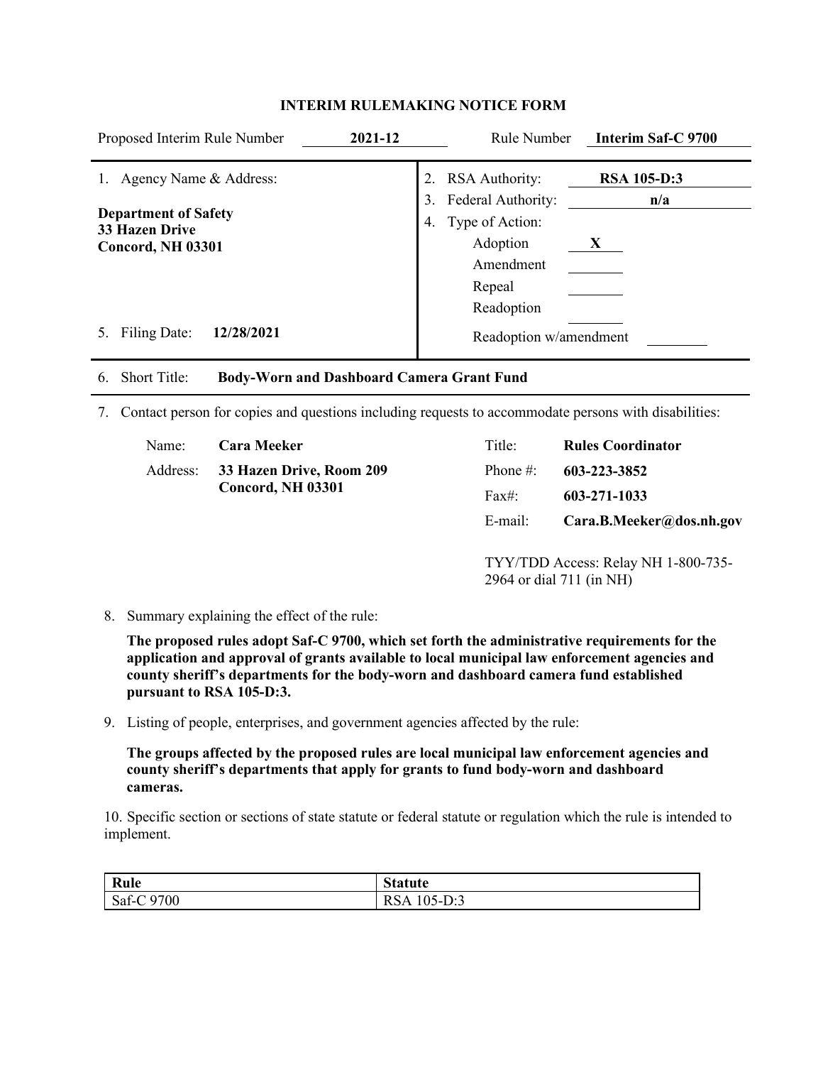# INTERIM RULEMAKING NOTICE FORM

Proposed Interim Rule Number **2021-12** Rule Number **Interim Saf-C 9700**

1. Agency Name & Address:

**Department of Safety**
**33 Hazen Drive**
**Concord, NH 03301**

2. RSA Authority: **RSA 105-D:3**
3. Federal Authority: **n/a**
4. Type of Action:
   - Adoption **X**
   - Amendment
   - Repeal
   - Readoption
   - Readoption w/amendment

5. Filing Date: **12/28/2021**

6. Short Title: **Body-Worn and Dashboard Camera Grant Fund**

7. Contact person for copies and questions including requests to accommodate persons with disabilities:

| | | | |
|---|---|---|---|
| Name: | **Cara Meeker** | Title: | **Rules Coordinator** |
| Address: | **33 Hazen Drive, Room 209 Concord, NH 03301** | Phone #: | **603-223-3852** |
| | | Fax#: | **603-271-1033** |
| | | E-mail: | **Cara.B.Meeker@dos.nh.gov** |

TYY/TDD Access: Relay NH 1-800-735-2964 or dial 711 (in NH)

8. Summary explaining the effect of the rule:

   **The proposed rules adopt Saf-C 9700, which set forth the administrative requirements for the application and approval of grants available to local municipal law enforcement agencies and county sheriff's departments for the body-worn and dashboard camera fund established pursuant to RSA 105-D:3.**

9. Listing of people, enterprises, and government agencies affected by the rule:

   **The groups affected by the proposed rules are local municipal law enforcement agencies and county sheriff's departments that apply for grants to fund body-worn and dashboard cameras.**

10. Specific section or sections of state statute or federal statute or regulation which the rule is intended to implement.

| Rule | Statute |
|---|---|
| Saf-C 9700 | RSA 105-D:3 |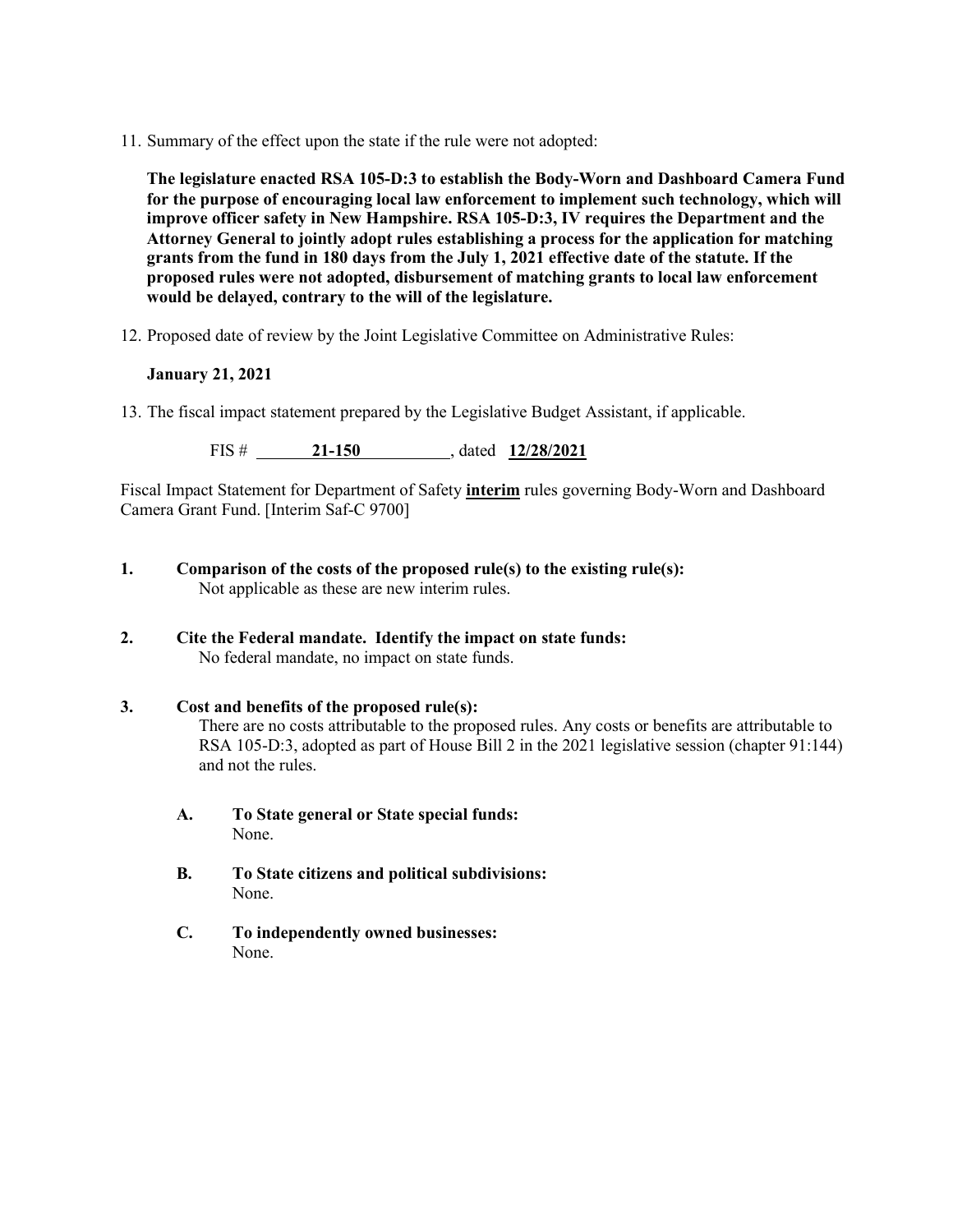11. Summary of the effect upon the state if the rule were not adopted:

    **The legislature enacted RSA 105-D:3 to establish the Body-Worn and Dashboard Camera Fund for the purpose of encouraging local law enforcement to implement such technology, which will improve officer safety in New Hampshire. RSA 105-D:3, IV requires the Department and the Attorney General to jointly adopt rules establishing a process for the application for matching grants from the fund in 180 days from the July 1, 2021 effective date of the statute. If the proposed rules were not adopted, disbursement of matching grants to local law enforcement would be delayed, contrary to the will of the legislature.**

12. Proposed date of review by the Joint Legislative Committee on Administrative Rules:

    **January 21, 2021**

13. The fiscal impact statement prepared by the Legislative Budget Assistant, if applicable.

    FIS # **21-150**, dated **12/28/2021**

Fiscal Impact Statement for Department of Safety **interim** rules governing Body-Worn and Dashboard Camera Grant Fund. [Interim Saf-C 9700]

**1. Comparison of the costs of the proposed rule(s) to the existing rule(s):**
Not applicable as these are new interim rules.

**2. Cite the Federal mandate. Identify the impact on state funds:**
No federal mandate, no impact on state funds.

**3. Cost and benefits of the proposed rule(s):**
There are no costs attributable to the proposed rules. Any costs or benefits are attributable to RSA 105-D:3, adopted as part of House Bill 2 in the 2021 legislative session (chapter 91:144) and not the rules.

**A. To State general or State special funds:**
None.

**B. To State citizens and political subdivisions:**
None.

**C. To independently owned businesses:**
None.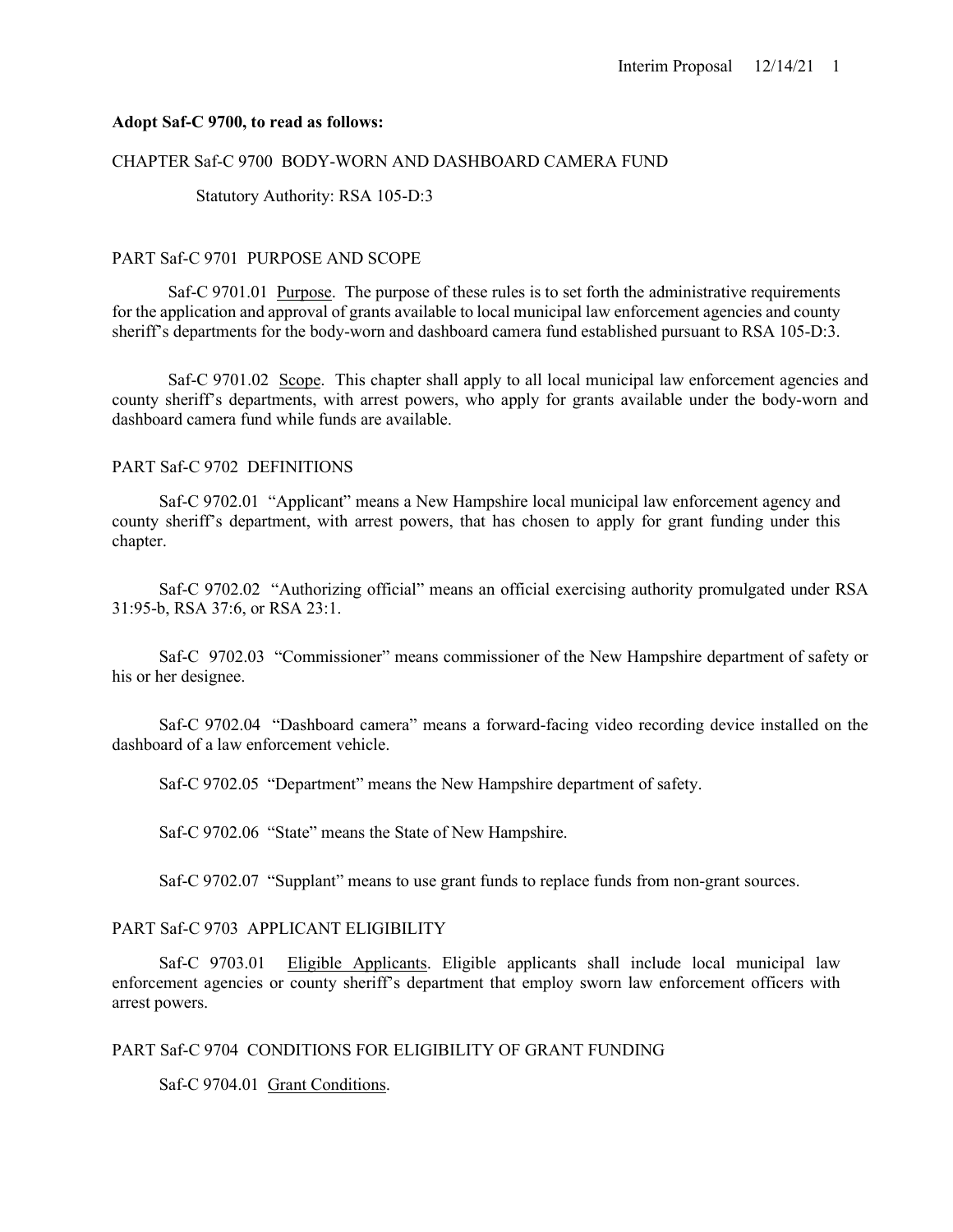**Adopt Saf-C 9700, to read as follows:**

CHAPTER Saf-C 9700 BODY-WORN AND DASHBOARD CAMERA FUND

Statutory Authority: RSA 105-D:3

PART Saf-C 9701 PURPOSE AND SCOPE

Saf-C 9701.01 Purpose. The purpose of these rules is to set forth the administrative requirements for the application and approval of grants available to local municipal law enforcement agencies and county sheriff's departments for the body-worn and dashboard camera fund established pursuant to RSA 105-D:3.

Saf-C 9701.02 Scope. This chapter shall apply to all local municipal law enforcement agencies and county sheriff's departments, with arrest powers, who apply for grants available under the body-worn and dashboard camera fund while funds are available.

PART Saf-C 9702 DEFINITIONS

Saf-C 9702.01 "Applicant" means a New Hampshire local municipal law enforcement agency and county sheriff's department, with arrest powers, that has chosen to apply for grant funding under this chapter.

Saf-C 9702.02 "Authorizing official" means an official exercising authority promulgated under RSA 31:95-b, RSA 37:6, or RSA 23:1.

Saf-C 9702.03 "Commissioner" means commissioner of the New Hampshire department of safety or his or her designee.

Saf-C 9702.04 "Dashboard camera" means a forward-facing video recording device installed on the dashboard of a law enforcement vehicle.

Saf-C 9702.05 "Department" means the New Hampshire department of safety.

Saf-C 9702.06 "State" means the State of New Hampshire.

Saf-C 9702.07 "Supplant" means to use grant funds to replace funds from non-grant sources.

PART Saf-C 9703 APPLICANT ELIGIBILITY

Saf-C 9703.01 Eligible Applicants. Eligible applicants shall include local municipal law enforcement agencies or county sheriff's department that employ sworn law enforcement officers with arrest powers.

PART Saf-C 9704 CONDITIONS FOR ELIGIBILITY OF GRANT FUNDING

Saf-C 9704.01 Grant Conditions.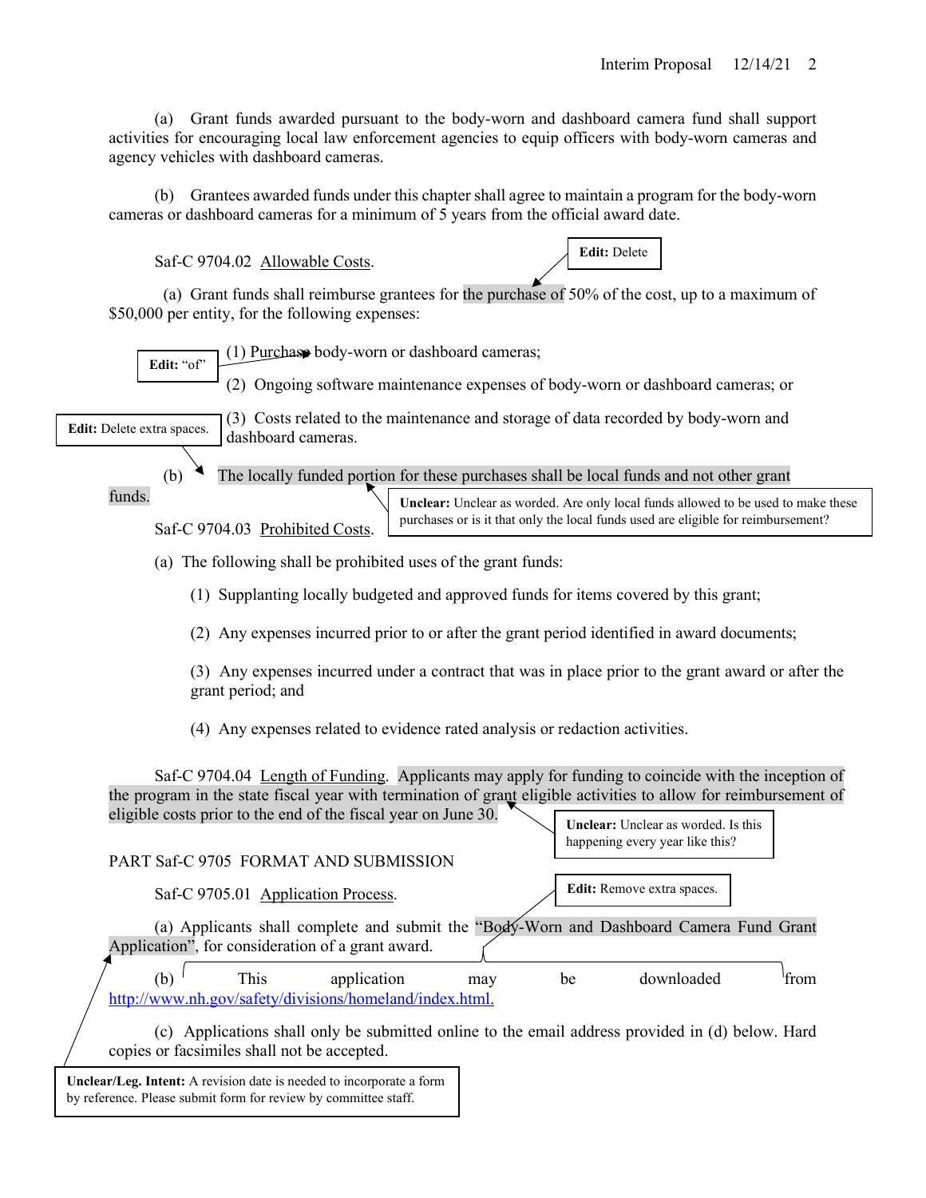(a) Grant funds awarded pursuant to the body-worn and dashboard camera fund shall support activities for encouraging local law enforcement agencies to equip officers with body-worn cameras and agency vehicles with dashboard cameras.

(b) Grantees awarded funds under this chapter shall agree to maintain a program for the body-worn cameras or dashboard cameras for a minimum of 5 years from the official award date.

Saf-C 9704.02 Allowable Costs.

> **Edit:** Delete

(a) Grant funds shall reimburse grantees for the purchase of 50% of the cost, up to a maximum of $50,000 per entity, for the following expenses:

> **Edit:** "of"

(1) Purchase body-worn or dashboard cameras;

(2) Ongoing software maintenance expenses of body-worn or dashboard cameras; or

> **Edit:** Delete extra spaces.

(3) Costs related to the maintenance and storage of data recorded by body-worn and dashboard cameras.

(b) The locally funded portion for these purchases shall be local funds and not other grant funds.

> **Unclear:** Unclear as worded. Are only local funds allowed to be used to make these purchases or is it that only the local funds used are eligible for reimbursement?

Saf-C 9704.03 Prohibited Costs.

(a) The following shall be prohibited uses of the grant funds:

(1) Supplanting locally budgeted and approved funds for items covered by this grant;

(2) Any expenses incurred prior to or after the grant period identified in award documents;

(3) Any expenses incurred under a contract that was in place prior to the grant award or after the grant period; and

(4) Any expenses related to evidence rated analysis or redaction activities.

Saf-C 9704.04 Length of Funding. Applicants may apply for funding to coincide with the inception of the program in the state fiscal year with termination of grant eligible activities to allow for reimbursement of eligible costs prior to the end of the fiscal year on June 30.

> **Unclear:** Unclear as worded. Is this happening every year like this?

PART Saf-C 9705 FORMAT AND SUBMISSION

Saf-C 9705.01 Application Process.

> **Edit:** Remove extra spaces.

(a) Applicants shall complete and submit the "Body-Worn and Dashboard Camera Fund Grant Application", for consideration of a grant award.

(b) This application may be downloaded from http://www.nh.gov/safety/divisions/homeland/index.html.

(c) Applications shall only be submitted online to the email address provided in (d) below. Hard copies or facsimiles shall not be accepted.

> **Unclear/Leg. Intent:** A revision date is needed to incorporate a form by reference. Please submit form for review by committee staff.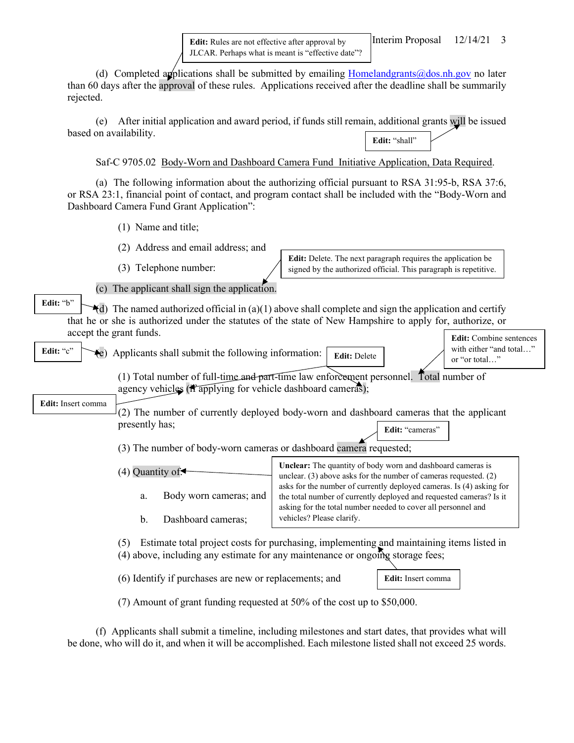**Edit:** Rules are not effective after approval by JLCAR. Perhaps what is meant is "effective date"?

(d) Completed applications shall be submitted by emailing Homelandgrants@dos.nh.gov no later than 60 days after the approval of these rules. Applications received after the deadline shall be summarily rejected.

(e) After initial application and award period, if funds still remain, additional grants will be issued based on availability.

**Edit:** "shall"

Saf-C 9705.02 Body-Worn and Dashboard Camera Fund Initiative Application, Data Required.

(a) The following information about the authorizing official pursuant to RSA 31:95-b, RSA 37:6, or RSA 23:1, financial point of contact, and program contact shall be included with the "Body-Worn and Dashboard Camera Fund Grant Application":

(1) Name and title;

(2) Address and email address; and

(3) Telephone number:

**Edit:** Delete. The next paragraph requires the application be signed by the authorized official. This paragraph is repetitive.

(c) The applicant shall sign the application.

**Edit:** "b"

(d) The named authorized official in (a)(1) above shall complete and sign the application and certify that he or she is authorized under the statutes of the state of New Hampshire to apply for, authorize, or accept the grant funds.

**Edit:** "c"

(e) Applicants shall submit the following information:

**Edit:** Delete

**Edit:** Combine sentences with either "and total…" or "or total…"

(1) Total number of full-time and part-time law enforcement personnel. Total number of agency vehicles (if applying for vehicle dashboard cameras);

**Edit:** Insert comma

(2) The number of currently deployed body-worn and dashboard cameras that the applicant presently has;

**Edit:** "cameras"

(3) The number of body-worn cameras or dashboard camera requested;

(4) Quantity of:

a. Body worn cameras; and

b. Dashboard cameras;

**Unclear:** The quantity of body worn and dashboard cameras is unclear. (3) above asks for the number of cameras requested. (2) asks for the number of currently deployed cameras. Is (4) asking for the total number of currently deployed and requested cameras? Is it asking for the total number needed to cover all personnel and vehicles? Please clarify.

(5) Estimate total project costs for purchasing, implementing and maintaining items listed in (4) above, including any estimate for any maintenance or ongoing storage fees;

**Edit:** Insert comma

(6) Identify if purchases are new or replacements; and

(7) Amount of grant funding requested at 50% of the cost up to $50,000.

(f) Applicants shall submit a timeline, including milestones and start dates, that provides what will be done, who will do it, and when it will be accomplished. Each milestone listed shall not exceed 25 words.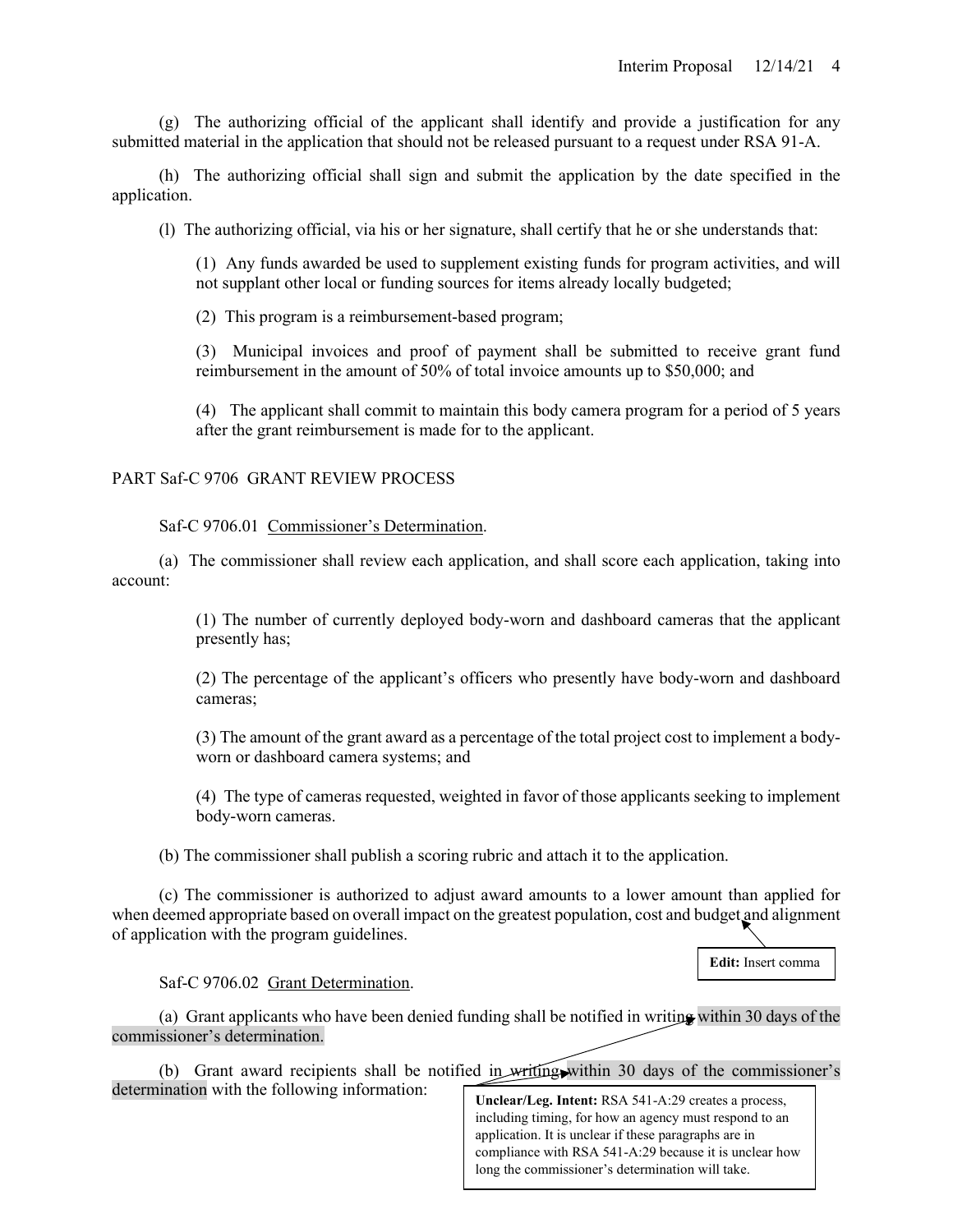(g) The authorizing official of the applicant shall identify and provide a justification for any submitted material in the application that should not be released pursuant to a request under RSA 91-A.

(h) The authorizing official shall sign and submit the application by the date specified in the application.

(l) The authorizing official, via his or her signature, shall certify that he or she understands that:

(1) Any funds awarded be used to supplement existing funds for program activities, and will not supplant other local or funding sources for items already locally budgeted;

(2) This program is a reimbursement-based program;

(3) Municipal invoices and proof of payment shall be submitted to receive grant fund reimbursement in the amount of 50% of total invoice amounts up to $50,000; and

(4) The applicant shall commit to maintain this body camera program for a period of 5 years after the grant reimbursement is made for to the applicant.

PART Saf-C 9706 GRANT REVIEW PROCESS

Saf-C 9706.01 Commissioner's Determination.

(a) The commissioner shall review each application, and shall score each application, taking into account:

(1) The number of currently deployed body-worn and dashboard cameras that the applicant presently has;

(2) The percentage of the applicant's officers who presently have body-worn and dashboard cameras;

(3) The amount of the grant award as a percentage of the total project cost to implement a body-worn or dashboard camera systems; and

(4) The type of cameras requested, weighted in favor of those applicants seeking to implement body-worn cameras.

(b) The commissioner shall publish a scoring rubric and attach it to the application.

(c) The commissioner is authorized to adjust award amounts to a lower amount than applied for when deemed appropriate based on overall impact on the greatest population, cost and budget and alignment of application with the program guidelines.

**Edit:** Insert comma

Saf-C 9706.02 Grant Determination.

(a) Grant applicants who have been denied funding shall be notified in writing within 30 days of the commissioner's determination.

(b) Grant award recipients shall be notified in writing within 30 days of the commissioner's determination with the following information:

**Unclear/Leg. Intent:** RSA 541-A:29 creates a process, including timing, for how an agency must respond to an application. It is unclear if these paragraphs are in compliance with RSA 541-A:29 because it is unclear how long the commissioner's determination will take.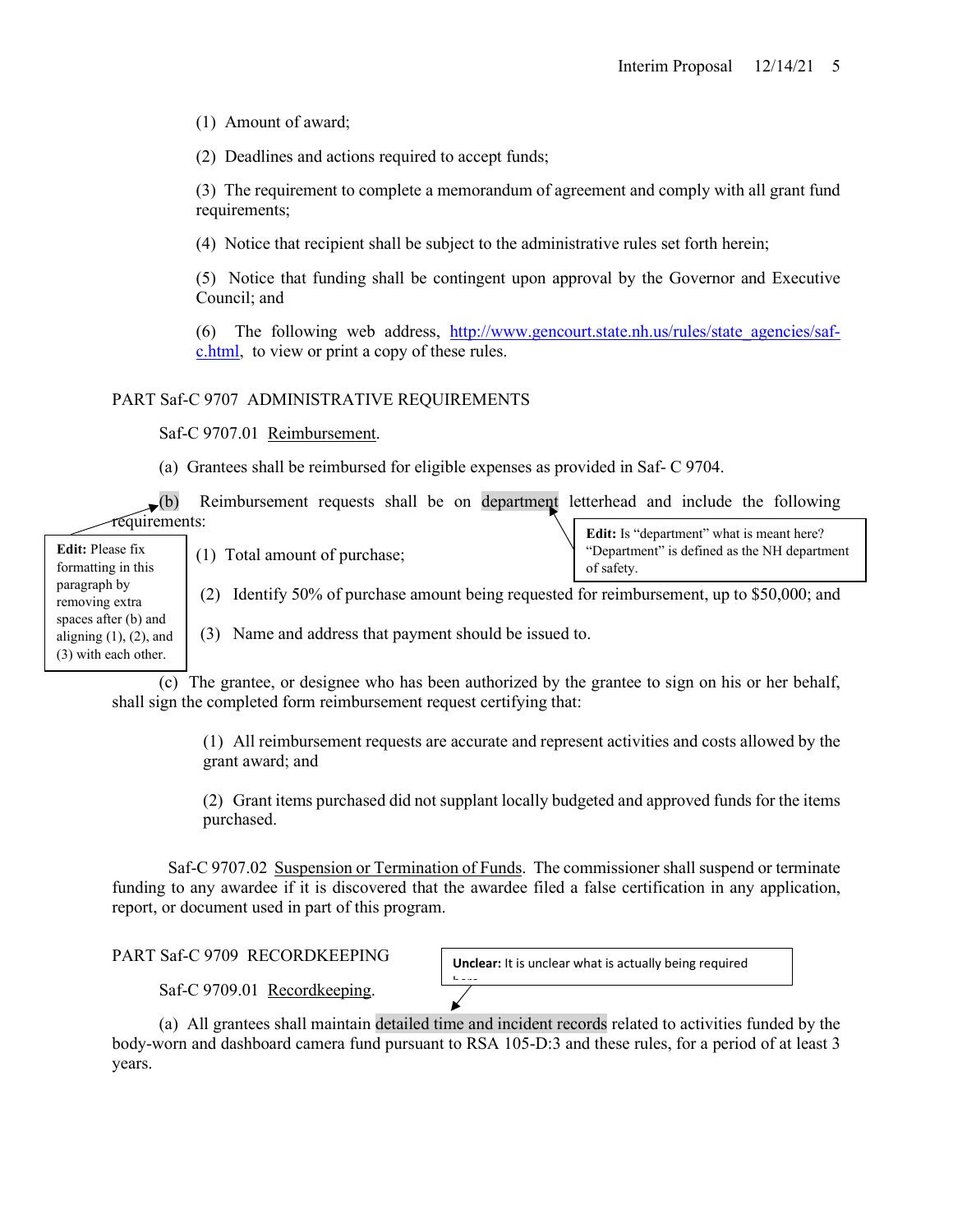(1) Amount of award;

(2) Deadlines and actions required to accept funds;

(3) The requirement to complete a memorandum of agreement and comply with all grant fund requirements;

(4) Notice that recipient shall be subject to the administrative rules set forth herein;

(5) Notice that funding shall be contingent upon approval by the Governor and Executive Council; and

(6) The following web address, http://www.gencourt.state.nh.us/rules/state_agencies/saf-c.html, to view or print a copy of these rules.

## PART Saf-C 9707 ADMINISTRATIVE REQUIREMENTS

Saf-C 9707.01 Reimbursement.

(a) Grantees shall be reimbursed for eligible expenses as provided in Saf- C 9704.

(b) Reimbursement requests shall be on department letterhead and include the following requirements:

> **Edit:** Please fix formatting in this paragraph by removing extra spaces after (b) and aligning (1), (2), and (3) with each other.

> **Edit:** Is "department" what is meant here? "Department" is defined as the NH department of safety.

(1) Total amount of purchase;

(2) Identify 50% of purchase amount being requested for reimbursement, up to $50,000; and

(3) Name and address that payment should be issued to.

(c) The grantee, or designee who has been authorized by the grantee to sign on his or her behalf, shall sign the completed form reimbursement request certifying that:

(1) All reimbursement requests are accurate and represent activities and costs allowed by the grant award; and

(2) Grant items purchased did not supplant locally budgeted and approved funds for the items purchased.

Saf-C 9707.02 Suspension or Termination of Funds. The commissioner shall suspend or terminate funding to any awardee if it is discovered that the awardee filed a false certification in any application, report, or document used in part of this program.

## PART Saf-C 9709 RECORDKEEPING

> **Unclear:** It is unclear what is actually being required here.

Saf-C 9709.01 Recordkeeping.

(a) All grantees shall maintain detailed time and incident records related to activities funded by the body-worn and dashboard camera fund pursuant to RSA 105-D:3 and these rules, for a period of at least 3 years.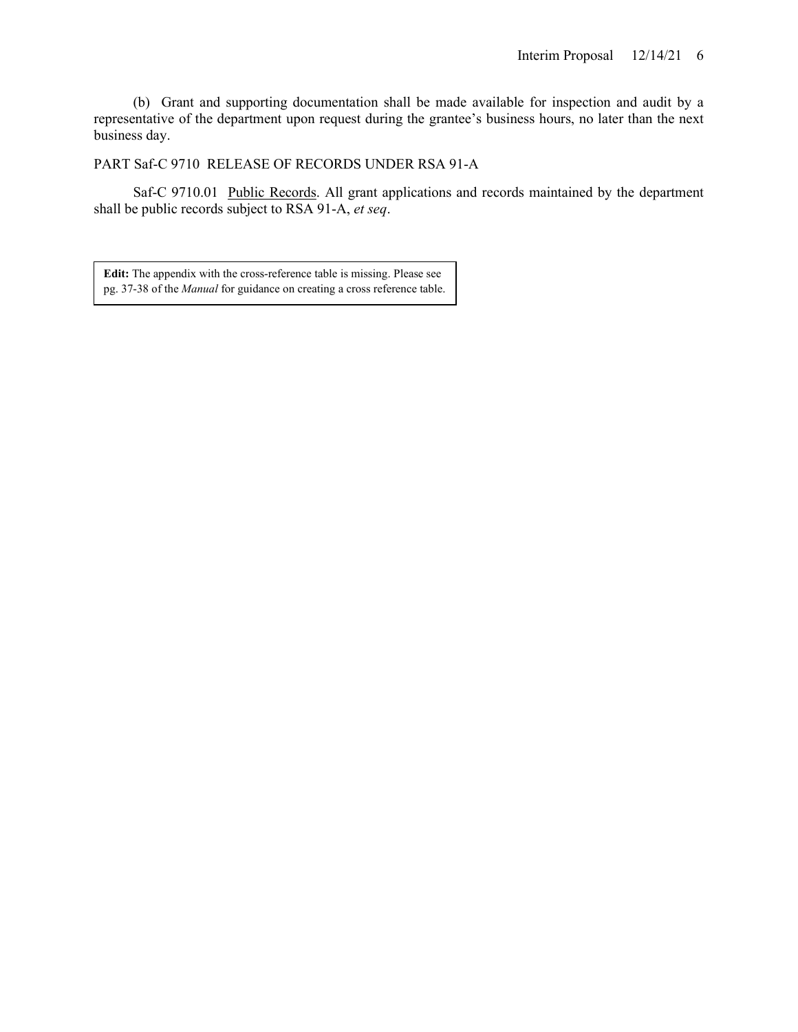(b) Grant and supporting documentation shall be made available for inspection and audit by a representative of the department upon request during the grantee's business hours, no later than the next business day.

PART Saf-C 9710 RELEASE OF RECORDS UNDER RSA 91-A

Saf-C 9710.01 Public Records. All grant applications and records maintained by the department shall be public records subject to RSA 91-A, *et seq*.

**Edit:** The appendix with the cross-reference table is missing. Please see pg. 37-38 of the *Manual* for guidance on creating a cross reference table.